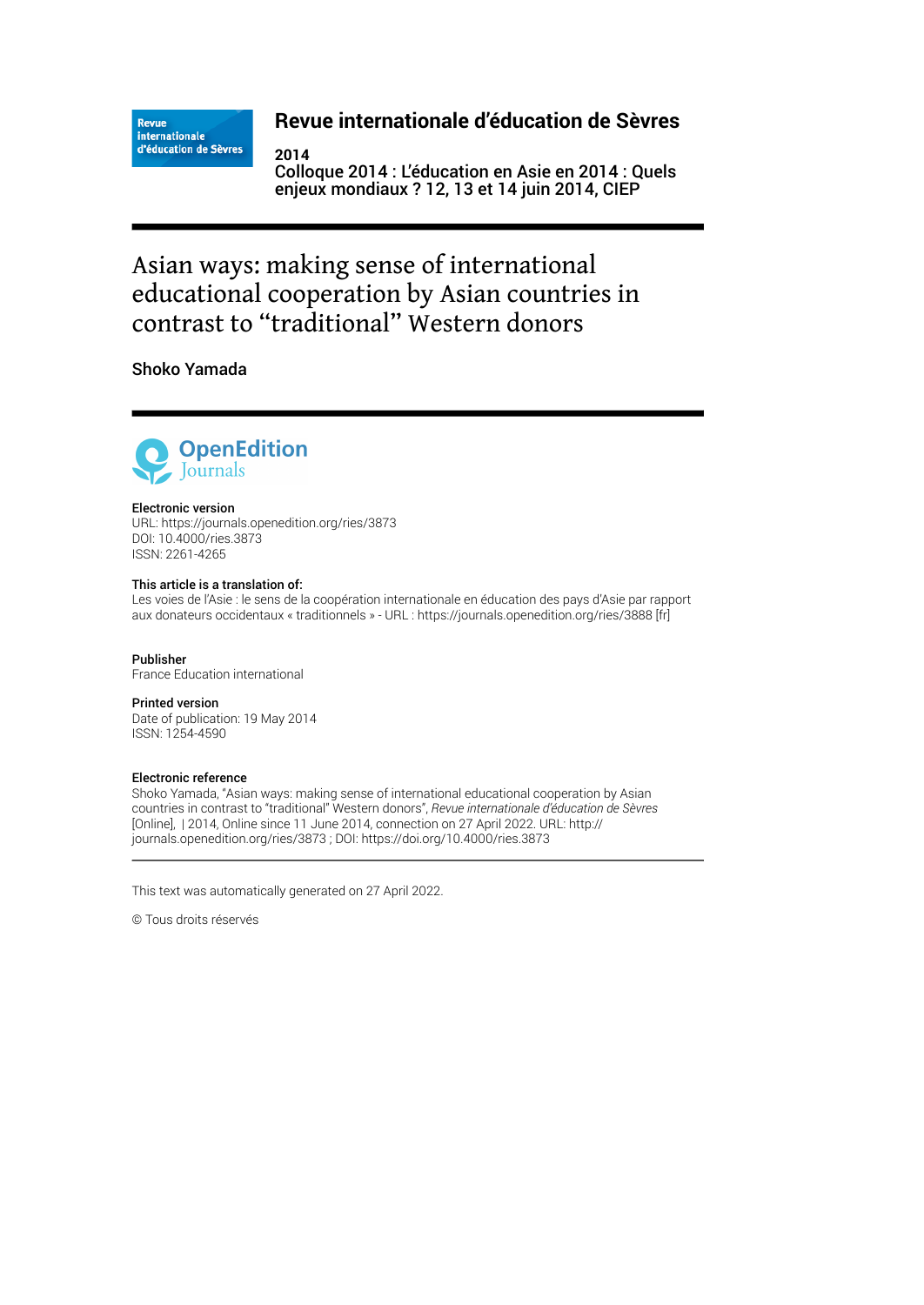Revue internationale d'éducation de Sèvres

# Revue internationale d'éducation de Sèvres

**2014**
**Colloque 2014 : L'éducation en Asie en 2014 : Quels enjeux mondiaux ? 12, 13 et 14 juin 2014, CIEP**

# Asian ways: making sense of international educational cooperation by Asian countries in contrast to "traditional" Western donors

**Shoko Yamada**

OpenEdition Journals

**Electronic version**
URL: https://journals.openedition.org/ries/3873
DOI: 10.4000/ries.3873
ISSN: 2261-4265

**This article is a translation of:**
Les voies de l'Asie : le sens de la coopération internationale en éducation des pays d'Asie par rapport aux donateurs occidentaux « traditionnels » - URL : https://journals.openedition.org/ries/3888 [fr]

**Publisher**
France Education international

**Printed version**
Date of publication: 19 May 2014
ISSN: 1254-4590

**Electronic reference**
Shoko Yamada, "Asian ways: making sense of international educational cooperation by Asian countries in contrast to "traditional" Western donors", *Revue internationale d'éducation de Sèvres* [Online], | 2014, Online since 11 June 2014, connection on 27 April 2022. URL: http://journals.openedition.org/ries/3873 ; DOI: https://doi.org/10.4000/ries.3873

---

This text was automatically generated on 27 April 2022.

© Tous droits réservés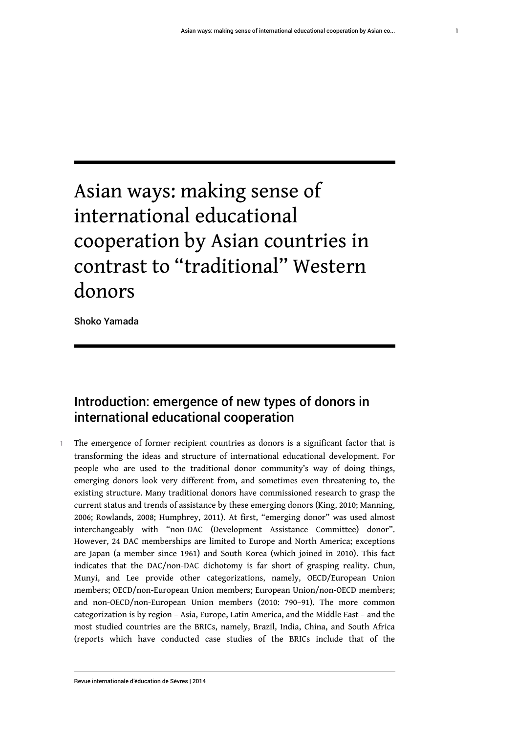# Asian ways: making sense of international educational cooperation by Asian countries in contrast to "traditional" Western donors

Shoko Yamada

## Introduction: emergence of new types of donors in international educational cooperation

1 The emergence of former recipient countries as donors is a significant factor that is transforming the ideas and structure of international educational development. For people who are used to the traditional donor community's way of doing things, emerging donors look very different from, and sometimes even threatening to, the existing structure. Many traditional donors have commissioned research to grasp the current status and trends of assistance by these emerging donors (King, 2010; Manning, 2006; Rowlands, 2008; Humphrey, 2011). At first, "emerging donor" was used almost interchangeably with "non-DAC (Development Assistance Committee) donor". However, 24 DAC memberships are limited to Europe and North America; exceptions are Japan (a member since 1961) and South Korea (which joined in 2010). This fact indicates that the DAC/non-DAC dichotomy is far short of grasping reality. Chun, Munyi, and Lee provide other categorizations, namely, OECD/European Union members; OECD/non-European Union members; European Union/non-OECD members; and non-OECD/non-European Union members (2010: 790–91). The more common categorization is by region – Asia, Europe, Latin America, and the Middle East – and the most studied countries are the BRICs, namely, Brazil, India, China, and South Africa (reports which have conducted case studies of the BRICs include that of the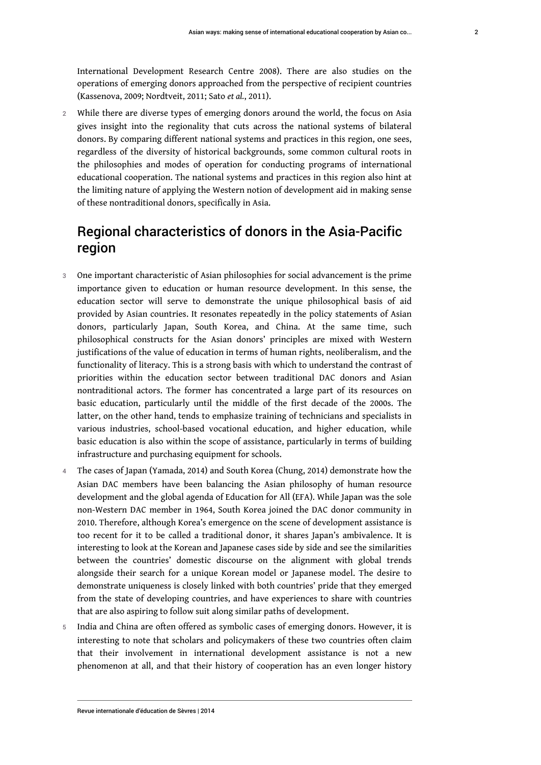International Development Research Centre 2008). There are also studies on the operations of emerging donors approached from the perspective of recipient countries (Kassenova, 2009; Nordtveit, 2011; Sato *et al.*, 2011).

2 While there are diverse types of emerging donors around the world, the focus on Asia gives insight into the regionality that cuts across the national systems of bilateral donors. By comparing different national systems and practices in this region, one sees, regardless of the diversity of historical backgrounds, some common cultural roots in the philosophies and modes of operation for conducting programs of international educational cooperation. The national systems and practices in this region also hint at the limiting nature of applying the Western notion of development aid in making sense of these nontraditional donors, specifically in Asia.

## Regional characteristics of donors in the Asia-Pacific region

3 One important characteristic of Asian philosophies for social advancement is the prime importance given to education or human resource development. In this sense, the education sector will serve to demonstrate the unique philosophical basis of aid provided by Asian countries. It resonates repeatedly in the policy statements of Asian donors, particularly Japan, South Korea, and China. At the same time, such philosophical constructs for the Asian donors' principles are mixed with Western justifications of the value of education in terms of human rights, neoliberalism, and the functionality of literacy. This is a strong basis with which to understand the contrast of priorities within the education sector between traditional DAC donors and Asian nontraditional actors. The former has concentrated a large part of its resources on basic education, particularly until the middle of the first decade of the 2000s. The latter, on the other hand, tends to emphasize training of technicians and specialists in various industries, school-based vocational education, and higher education, while basic education is also within the scope of assistance, particularly in terms of building infrastructure and purchasing equipment for schools.

4 The cases of Japan (Yamada, 2014) and South Korea (Chung, 2014) demonstrate how the Asian DAC members have been balancing the Asian philosophy of human resource development and the global agenda of Education for All (EFA). While Japan was the sole non-Western DAC member in 1964, South Korea joined the DAC donor community in 2010. Therefore, although Korea's emergence on the scene of development assistance is too recent for it to be called a traditional donor, it shares Japan's ambivalence. It is interesting to look at the Korean and Japanese cases side by side and see the similarities between the countries' domestic discourse on the alignment with global trends alongside their search for a unique Korean model or Japanese model. The desire to demonstrate uniqueness is closely linked with both countries' pride that they emerged from the state of developing countries, and have experiences to share with countries that are also aspiring to follow suit along similar paths of development.

5 India and China are often offered as symbolic cases of emerging donors. However, it is interesting to note that scholars and policymakers of these two countries often claim that their involvement in international development assistance is not a new phenomenon at all, and that their history of cooperation has an even longer history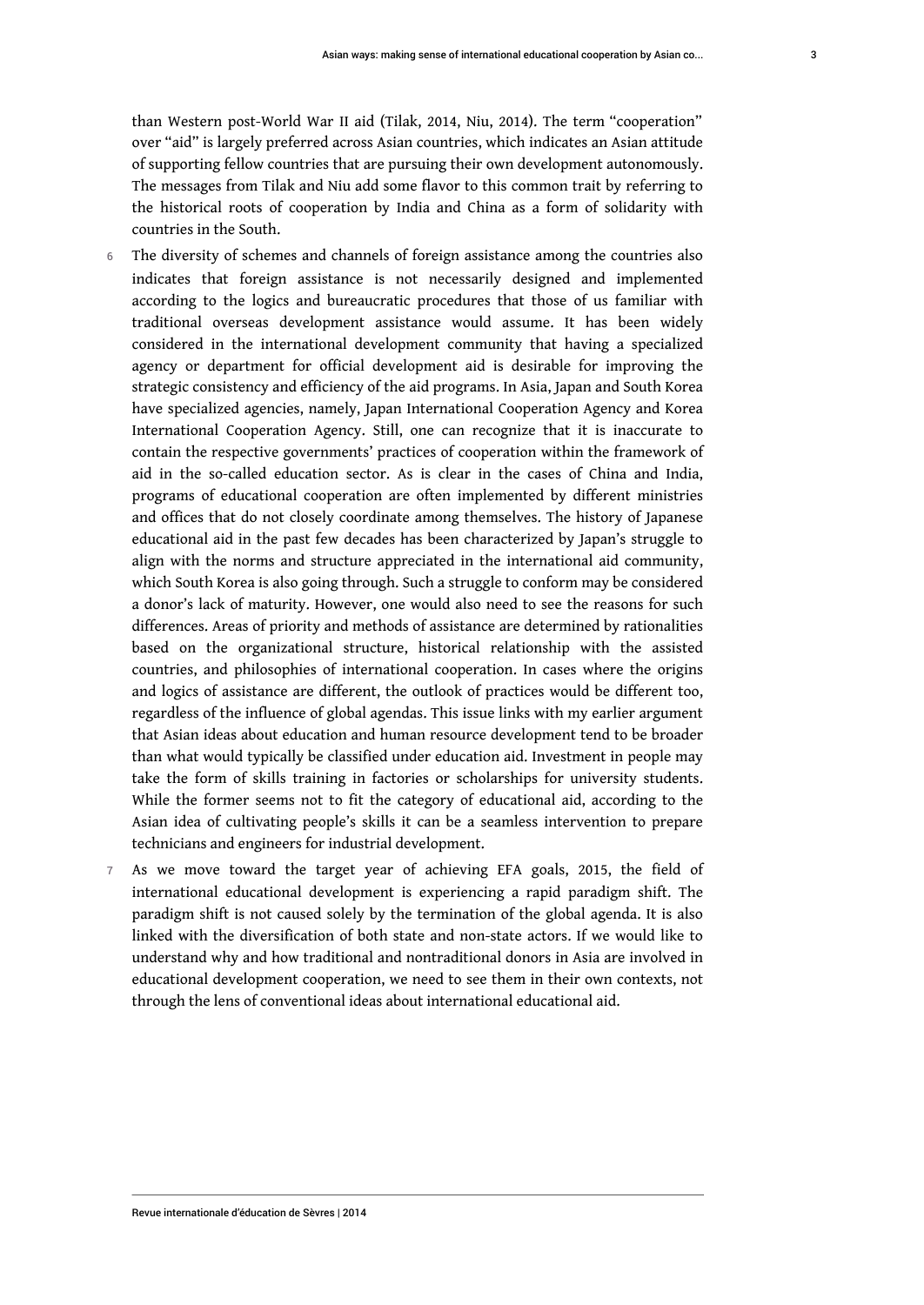than Western post-World War II aid (Tilak, 2014, Niu, 2014). The term "cooperation" over "aid" is largely preferred across Asian countries, which indicates an Asian attitude of supporting fellow countries that are pursuing their own development autonomously. The messages from Tilak and Niu add some flavor to this common trait by referring to the historical roots of cooperation by India and China as a form of solidarity with countries in the South.

6 The diversity of schemes and channels of foreign assistance among the countries also indicates that foreign assistance is not necessarily designed and implemented according to the logics and bureaucratic procedures that those of us familiar with traditional overseas development assistance would assume. It has been widely considered in the international development community that having a specialized agency or department for official development aid is desirable for improving the strategic consistency and efficiency of the aid programs. In Asia, Japan and South Korea have specialized agencies, namely, Japan International Cooperation Agency and Korea International Cooperation Agency. Still, one can recognize that it is inaccurate to contain the respective governments' practices of cooperation within the framework of aid in the so-called education sector. As is clear in the cases of China and India, programs of educational cooperation are often implemented by different ministries and offices that do not closely coordinate among themselves. The history of Japanese educational aid in the past few decades has been characterized by Japan's struggle to align with the norms and structure appreciated in the international aid community, which South Korea is also going through. Such a struggle to conform may be considered a donor's lack of maturity. However, one would also need to see the reasons for such differences. Areas of priority and methods of assistance are determined by rationalities based on the organizational structure, historical relationship with the assisted countries, and philosophies of international cooperation. In cases where the origins and logics of assistance are different, the outlook of practices would be different too, regardless of the influence of global agendas. This issue links with my earlier argument that Asian ideas about education and human resource development tend to be broader than what would typically be classified under education aid. Investment in people may take the form of skills training in factories or scholarships for university students. While the former seems not to fit the category of educational aid, according to the Asian idea of cultivating people's skills it can be a seamless intervention to prepare technicians and engineers for industrial development.

7 As we move toward the target year of achieving EFA goals, 2015, the field of international educational development is experiencing a rapid paradigm shift. The paradigm shift is not caused solely by the termination of the global agenda. It is also linked with the diversification of both state and non-state actors. If we would like to understand why and how traditional and nontraditional donors in Asia are involved in educational development cooperation, we need to see them in their own contexts, not through the lens of conventional ideas about international educational aid.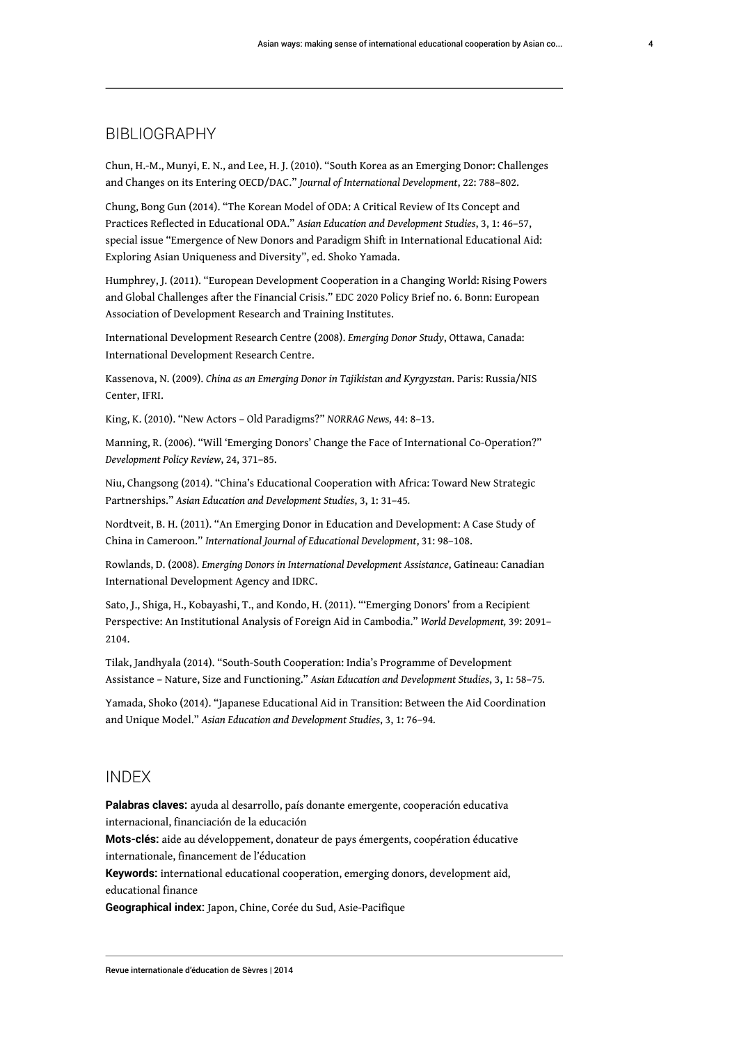## BIBLIOGRAPHY

Chun, H.-M., Munyi, E. N., and Lee, H. J. (2010). "South Korea as an Emerging Donor: Challenges and Changes on its Entering OECD/DAC." *Journal of International Development*, 22: 788–802.

Chung, Bong Gun (2014). "The Korean Model of ODA: A Critical Review of Its Concept and Practices Reflected in Educational ODA." *Asian Education and Development Studies*, 3, 1: 46–57, special issue "Emergence of New Donors and Paradigm Shift in International Educational Aid: Exploring Asian Uniqueness and Diversity", ed. Shoko Yamada.

Humphrey, J. (2011). "European Development Cooperation in a Changing World: Rising Powers and Global Challenges after the Financial Crisis." EDC 2020 Policy Brief no. 6. Bonn: European Association of Development Research and Training Institutes.

International Development Research Centre (2008). *Emerging Donor Study*, Ottawa, Canada: International Development Research Centre.

Kassenova, N. (2009). *China as an Emerging Donor in Tajikistan and Kyrgyzstan*. Paris: Russia/NIS Center, IFRI.

King, K. (2010). "New Actors – Old Paradigms?" *NORRAG News,* 44: 8–13.

Manning, R. (2006). "Will 'Emerging Donors' Change the Face of International Co-Operation?" *Development Policy Review*, 24, 371–85.

Niu, Changsong (2014). "China's Educational Cooperation with Africa: Toward New Strategic Partnerships." *Asian Education and Development Studies*, 3, 1: 31–45.

Nordtveit, B. H. (2011). "An Emerging Donor in Education and Development: A Case Study of China in Cameroon." *International Journal of Educational Development*, 31: 98–108.

Rowlands, D. (2008). *Emerging Donors in International Development Assistance*, Gatineau: Canadian International Development Agency and IDRC.

Sato, J., Shiga, H., Kobayashi, T., and Kondo, H. (2011). "'Emerging Donors' from a Recipient Perspective: An Institutional Analysis of Foreign Aid in Cambodia." *World Development,* 39: 2091–2104.

Tilak, Jandhyala (2014). "South-South Cooperation: India's Programme of Development Assistance – Nature, Size and Functioning." *Asian Education and Development Studies*, 3, 1: 58–75.

Yamada, Shoko (2014). "Japanese Educational Aid in Transition: Between the Aid Coordination and Unique Model." *Asian Education and Development Studies*, 3, 1: 76–94.

## INDEX

**Palabras claves:** ayuda al desarrollo, país donante emergente, cooperación educativa internacional, financiación de la educación

**Mots-clés:** aide au développement, donateur de pays émergents, coopération éducative internationale, financement de l'éducation

**Keywords:** international educational cooperation, emerging donors, development aid, educational finance

**Geographical index:** Japon, Chine, Corée du Sud, Asie-Pacifique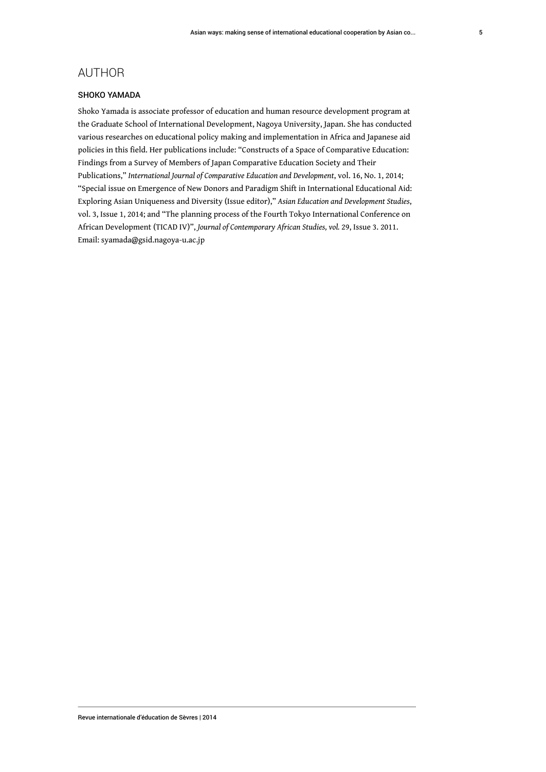## AUTHOR

### SHOKO YAMADA

Shoko Yamada is associate professor of education and human resource development program at the Graduate School of International Development, Nagoya University, Japan. She has conducted various researches on educational policy making and implementation in Africa and Japanese aid policies in this field. Her publications include: "Constructs of a Space of Comparative Education: Findings from a Survey of Members of Japan Comparative Education Society and Their Publications," *International Journal of Comparative Education and Development*, vol. 16, No. 1, 2014; "Special issue on Emergence of New Donors and Paradigm Shift in International Educational Aid: Exploring Asian Uniqueness and Diversity (Issue editor)," *Asian Education and Development Studies*, vol. 3, Issue 1, 2014; and "The planning process of the Fourth Tokyo International Conference on African Development (TICAD IV)", *Journal of Contemporary African Studies, vol.* 29, Issue 3. 2011. Email: syamada@gsid.nagoya-u.ac.jp